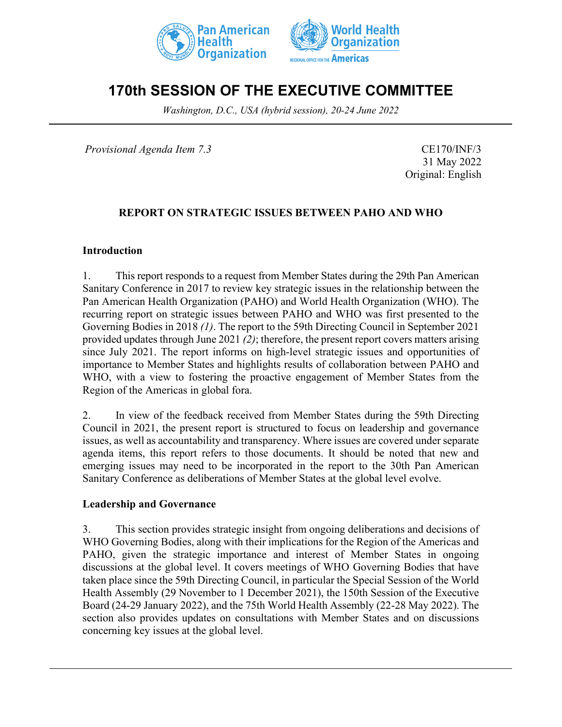# 170th SESSION OF THE EXECUTIVE COMMITTEE

*Washington, D.C., USA (hybrid session), 20-24 June 2022*

*Provisional Agenda Item 7.3*

CE170/INF/3
31 May 2022
Original: English

## REPORT ON STRATEGIC ISSUES BETWEEN PAHO AND WHO

### Introduction

1. This report responds to a request from Member States during the 29th Pan American Sanitary Conference in 2017 to review key strategic issues in the relationship between the Pan American Health Organization (PAHO) and World Health Organization (WHO). The recurring report on strategic issues between PAHO and WHO was first presented to the Governing Bodies in 2018 *(1)*. The report to the 59th Directing Council in September 2021 provided updates through June 2021 *(2)*; therefore, the present report covers matters arising since July 2021. The report informs on high-level strategic issues and opportunities of importance to Member States and highlights results of collaboration between PAHO and WHO, with a view to fostering the proactive engagement of Member States from the Region of the Americas in global fora.

2. In view of the feedback received from Member States during the 59th Directing Council in 2021, the present report is structured to focus on leadership and governance issues, as well as accountability and transparency. Where issues are covered under separate agenda items, this report refers to those documents. It should be noted that new and emerging issues may need to be incorporated in the report to the 30th Pan American Sanitary Conference as deliberations of Member States at the global level evolve.

### Leadership and Governance

3. This section provides strategic insight from ongoing deliberations and decisions of WHO Governing Bodies, along with their implications for the Region of the Americas and PAHO, given the strategic importance and interest of Member States in ongoing discussions at the global level. It covers meetings of WHO Governing Bodies that have taken place since the 59th Directing Council, in particular the Special Session of the World Health Assembly (29 November to 1 December 2021), the 150th Session of the Executive Board (24-29 January 2022), and the 75th World Health Assembly (22-28 May 2022). The section also provides updates on consultations with Member States and on discussions concerning key issues at the global level.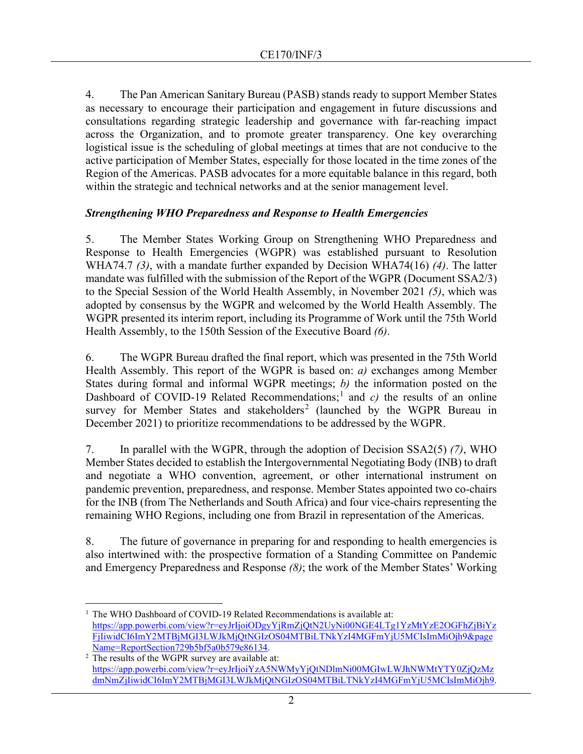4. The Pan American Sanitary Bureau (PASB) stands ready to support Member States as necessary to encourage their participation and engagement in future discussions and consultations regarding strategic leadership and governance with far-reaching impact across the Organization, and to promote greater transparency. One key overarching logistical issue is the scheduling of global meetings at times that are not conducive to the active participation of Member States, especially for those located in the time zones of the Region of the Americas. PASB advocates for a more equitable balance in this regard, both within the strategic and technical networks and at the senior management level.

***Strengthening WHO Preparedness and Response to Health Emergencies***

5. The Member States Working Group on Strengthening WHO Preparedness and Response to Health Emergencies (WGPR) was established pursuant to Resolution WHA74.7 *(3)*, with a mandate further expanded by Decision WHA74(16) *(4)*. The latter mandate was fulfilled with the submission of the Report of the WGPR (Document SSA2/3) to the Special Session of the World Health Assembly, in November 2021 *(5)*, which was adopted by consensus by the WGPR and welcomed by the World Health Assembly. The WGPR presented its interim report, including its Programme of Work until the 75th World Health Assembly, to the 150th Session of the Executive Board *(6)*.

6. The WGPR Bureau drafted the final report, which was presented in the 75th World Health Assembly. This report of the WGPR is based on: *a)* exchanges among Member States during formal and informal WGPR meetings; *b)* the information posted on the Dashboard of COVID-19 Related Recommendations;[1] and *c)* the results of an online survey for Member States and stakeholders[2] (launched by the WGPR Bureau in December 2021) to prioritize recommendations to be addressed by the WGPR.

7. In parallel with the WGPR, through the adoption of Decision SSA2(5) *(7)*, WHO Member States decided to establish the Intergovernmental Negotiating Body (INB) to draft and negotiate a WHO convention, agreement, or other international instrument on pandemic prevention, preparedness, and response. Member States appointed two co-chairs for the INB (from The Netherlands and South Africa) and four vice-chairs representing the remaining WHO Regions, including one from Brazil in representation of the Americas.

8. The future of governance in preparing for and responding to health emergencies is also intertwined with: the prospective formation of a Standing Committee on Pandemic and Emergency Preparedness and Response *(8)*; the work of the Member States' Working

---

[1] The WHO Dashboard of COVID-19 Related Recommendations is available at: https://app.powerbi.com/view?r=eyJrIjoiODgyYjRmZjQtN2UyNi00NGE4LTg1YzMtYzE2OGFhZjBiYzFjIiwidCI6ImY2MTBjMGI3LWJkMjQtNGIzOS04MTBiLTNkYzI4MGFmYjU5MCIsImMiOjh9&pageName=ReportSection729b5bf5a0b579e86134.

[2] The results of the WGPR survey are available at: https://app.powerbi.com/view?r=eyJrIjoiYzA5NWMyYjQtNDlmNi00MGIwLWJhNWMtYTY0ZjQzMzdmNmZjIiwidCI6ImY2MTBjMGI3LWJkMjQtNGIzOS04MTBiLTNkYzI4MGFmYjU5MCIsImMiOjh9.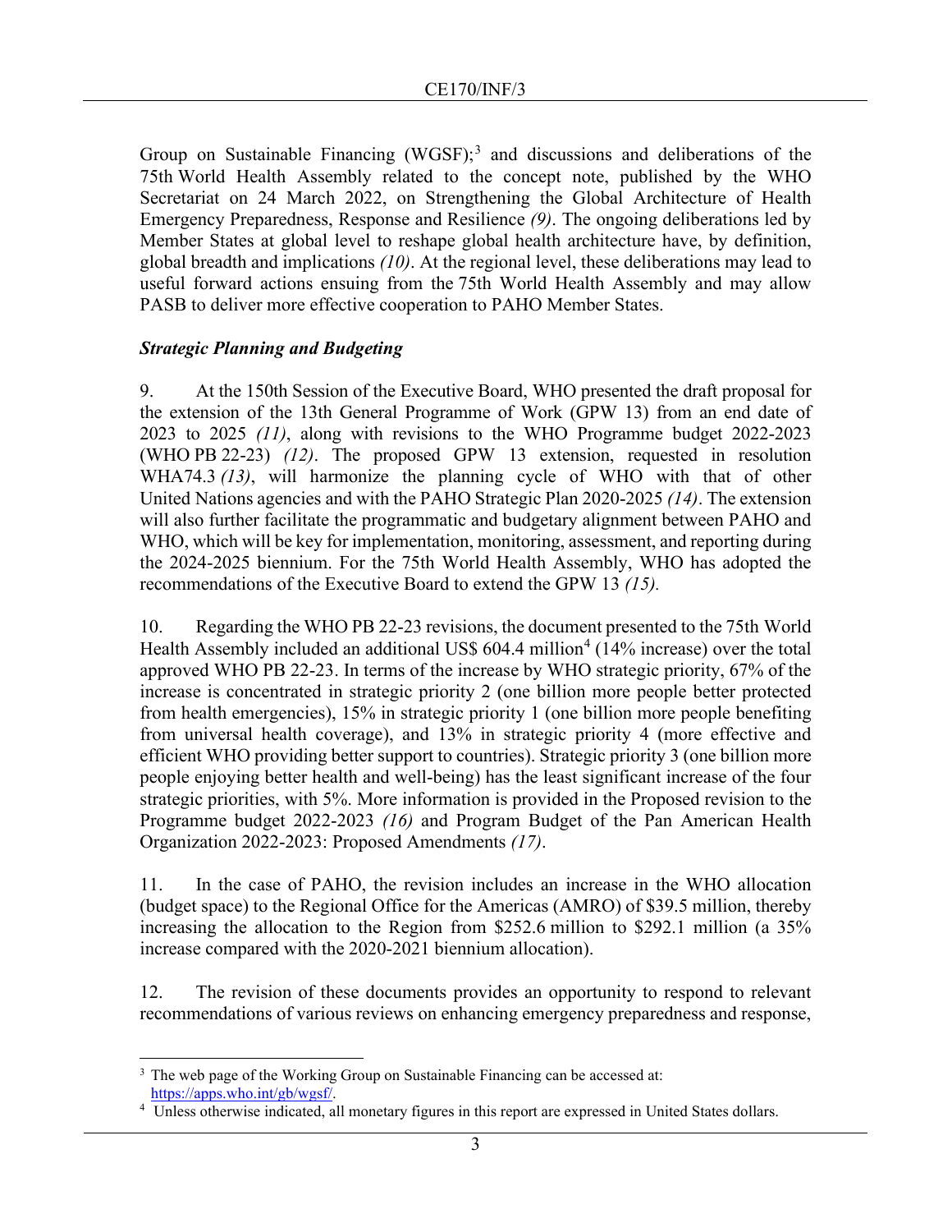Group on Sustainable Financing (WGSF);[3] and discussions and deliberations of the 75th World Health Assembly related to the concept note, published by the WHO Secretariat on 24 March 2022, on Strengthening the Global Architecture of Health Emergency Preparedness, Response and Resilience *(9)*. The ongoing deliberations led by Member States at global level to reshape global health architecture have, by definition, global breadth and implications *(10)*. At the regional level, these deliberations may lead to useful forward actions ensuing from the 75th World Health Assembly and may allow PASB to deliver more effective cooperation to PAHO Member States.

***Strategic Planning and Budgeting***

9. At the 150th Session of the Executive Board, WHO presented the draft proposal for the extension of the 13th General Programme of Work (GPW 13) from an end date of 2023 to 2025 *(11)*, along with revisions to the WHO Programme budget 2022-2023 (WHO PB 22-23) *(12)*. The proposed GPW 13 extension, requested in resolution WHA74.3 *(13)*, will harmonize the planning cycle of WHO with that of other United Nations agencies and with the PAHO Strategic Plan 2020-2025 *(14)*. The extension will also further facilitate the programmatic and budgetary alignment between PAHO and WHO, which will be key for implementation, monitoring, assessment, and reporting during the 2024-2025 biennium. For the 75th World Health Assembly, WHO has adopted the recommendations of the Executive Board to extend the GPW 13 *(15)*.

10. Regarding the WHO PB 22-23 revisions, the document presented to the 75th World Health Assembly included an additional US$ 604.4 million[4] (14% increase) over the total approved WHO PB 22-23. In terms of the increase by WHO strategic priority, 67% of the increase is concentrated in strategic priority 2 (one billion more people better protected from health emergencies), 15% in strategic priority 1 (one billion more people benefiting from universal health coverage), and 13% in strategic priority 4 (more effective and efficient WHO providing better support to countries). Strategic priority 3 (one billion more people enjoying better health and well-being) has the least significant increase of the four strategic priorities, with 5%. More information is provided in the Proposed revision to the Programme budget 2022-2023 *(16)* and Program Budget of the Pan American Health Organization 2022-2023: Proposed Amendments *(17)*.

11. In the case of PAHO, the revision includes an increase in the WHO allocation (budget space) to the Regional Office for the Americas (AMRO) of $39.5 million, thereby increasing the allocation to the Region from $252.6 million to $292.1 million (a 35% increase compared with the 2020-2021 biennium allocation).

12. The revision of these documents provides an opportunity to respond to relevant recommendations of various reviews on enhancing emergency preparedness and response,

---

[3] The web page of the Working Group on Sustainable Financing can be accessed at: https://apps.who.int/gb/wgsf/.

[4] Unless otherwise indicated, all monetary figures in this report are expressed in United States dollars.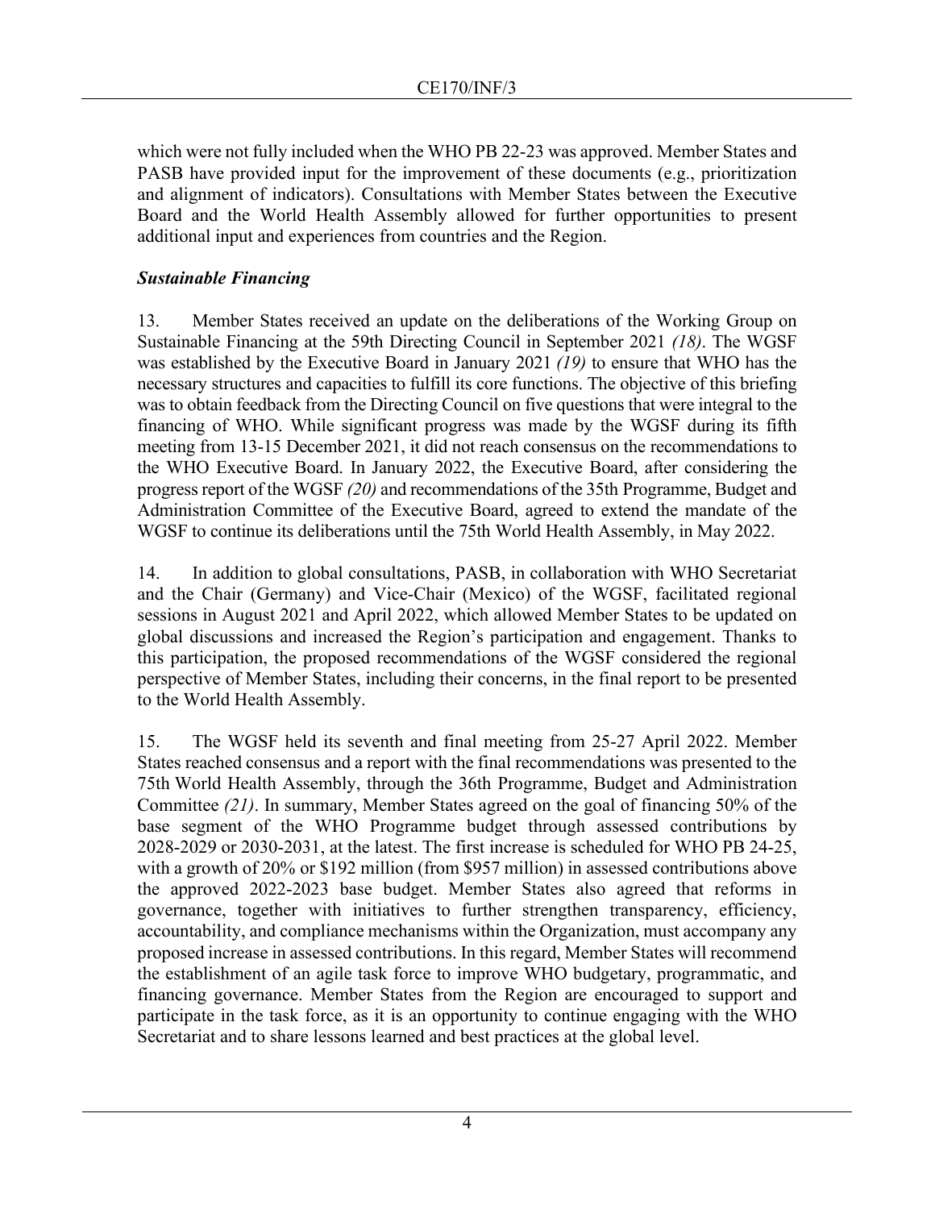which were not fully included when the WHO PB 22-23 was approved. Member States and PASB have provided input for the improvement of these documents (e.g., prioritization and alignment of indicators). Consultations with Member States between the Executive Board and the World Health Assembly allowed for further opportunities to present additional input and experiences from countries and the Region.

***Sustainable Financing***

13. Member States received an update on the deliberations of the Working Group on Sustainable Financing at the 59th Directing Council in September 2021 *(18)*. The WGSF was established by the Executive Board in January 2021 *(19)* to ensure that WHO has the necessary structures and capacities to fulfill its core functions. The objective of this briefing was to obtain feedback from the Directing Council on five questions that were integral to the financing of WHO. While significant progress was made by the WGSF during its fifth meeting from 13-15 December 2021, it did not reach consensus on the recommendations to the WHO Executive Board. In January 2022, the Executive Board, after considering the progress report of the WGSF *(20)* and recommendations of the 35th Programme, Budget and Administration Committee of the Executive Board, agreed to extend the mandate of the WGSF to continue its deliberations until the 75th World Health Assembly, in May 2022.

14. In addition to global consultations, PASB, in collaboration with WHO Secretariat and the Chair (Germany) and Vice-Chair (Mexico) of the WGSF, facilitated regional sessions in August 2021 and April 2022, which allowed Member States to be updated on global discussions and increased the Region's participation and engagement. Thanks to this participation, the proposed recommendations of the WGSF considered the regional perspective of Member States, including their concerns, in the final report to be presented to the World Health Assembly.

15. The WGSF held its seventh and final meeting from 25-27 April 2022. Member States reached consensus and a report with the final recommendations was presented to the 75th World Health Assembly, through the 36th Programme, Budget and Administration Committee *(21)*. In summary, Member States agreed on the goal of financing 50% of the base segment of the WHO Programme budget through assessed contributions by 2028-2029 or 2030-2031, at the latest. The first increase is scheduled for WHO PB 24-25, with a growth of 20% or $192 million (from $957 million) in assessed contributions above the approved 2022-2023 base budget. Member States also agreed that reforms in governance, together with initiatives to further strengthen transparency, efficiency, accountability, and compliance mechanisms within the Organization, must accompany any proposed increase in assessed contributions. In this regard, Member States will recommend the establishment of an agile task force to improve WHO budgetary, programmatic, and financing governance. Member States from the Region are encouraged to support and participate in the task force, as it is an opportunity to continue engaging with the WHO Secretariat and to share lessons learned and best practices at the global level.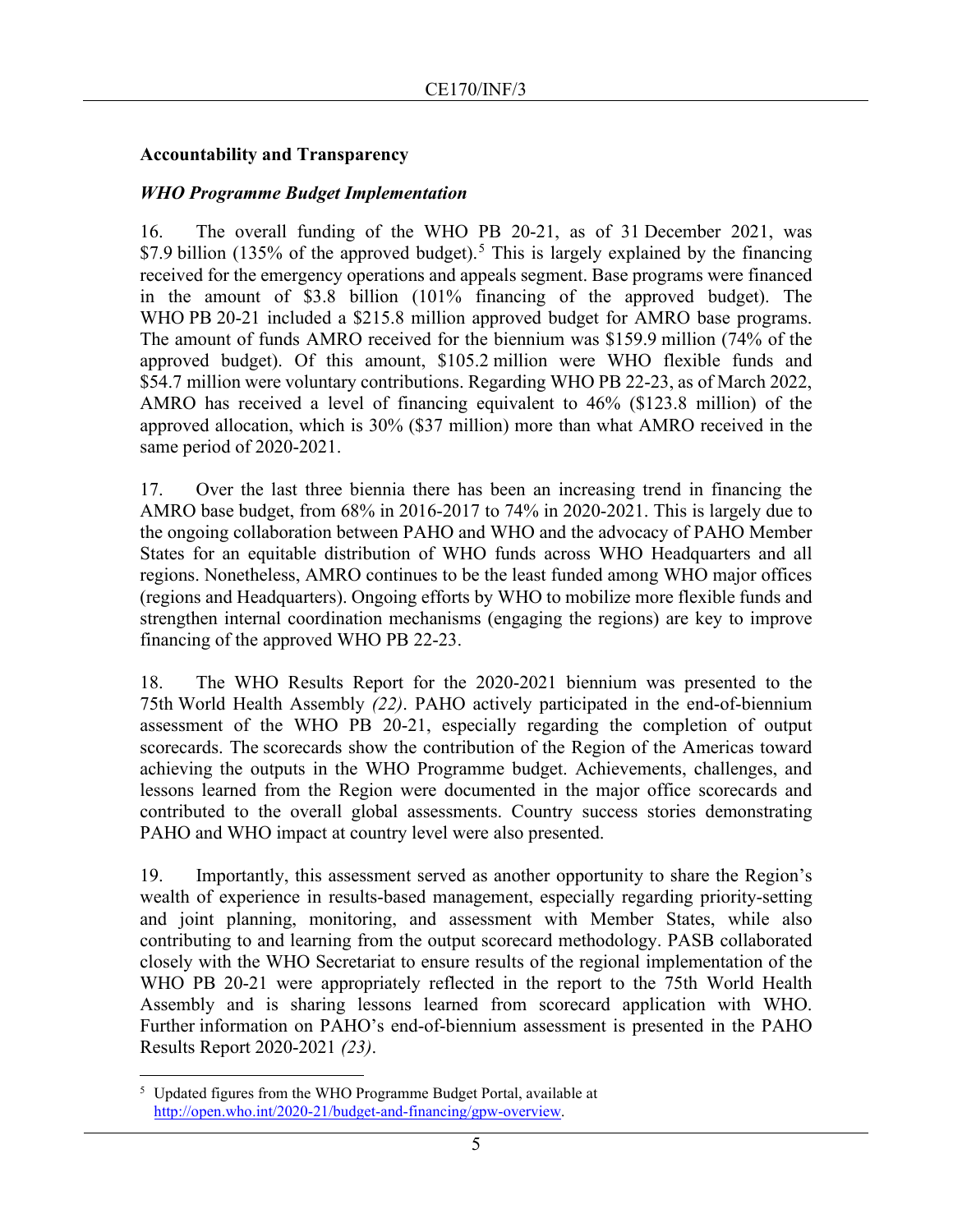## Accountability and Transparency

### *WHO Programme Budget Implementation*

16. The overall funding of the WHO PB 20-21, as of 31 December 2021, was $7.9 billion (135% of the approved budget).[5] This is largely explained by the financing received for the emergency operations and appeals segment. Base programs were financed in the amount of $3.8 billion (101% financing of the approved budget). The WHO PB 20-21 included a $215.8 million approved budget for AMRO base programs. The amount of funds AMRO received for the biennium was $159.9 million (74% of the approved budget). Of this amount, $105.2 million were WHO flexible funds and $54.7 million were voluntary contributions. Regarding WHO PB 22-23, as of March 2022, AMRO has received a level of financing equivalent to 46% ($123.8 million) of the approved allocation, which is 30% ($37 million) more than what AMRO received in the same period of 2020-2021.

17. Over the last three biennia there has been an increasing trend in financing the AMRO base budget, from 68% in 2016-2017 to 74% in 2020-2021. This is largely due to the ongoing collaboration between PAHO and WHO and the advocacy of PAHO Member States for an equitable distribution of WHO funds across WHO Headquarters and all regions. Nonetheless, AMRO continues to be the least funded among WHO major offices (regions and Headquarters). Ongoing efforts by WHO to mobilize more flexible funds and strengthen internal coordination mechanisms (engaging the regions) are key to improve financing of the approved WHO PB 22-23.

18. The WHO Results Report for the 2020-2021 biennium was presented to the 75th World Health Assembly *(22)*. PAHO actively participated in the end-of-biennium assessment of the WHO PB 20-21, especially regarding the completion of output scorecards. The scorecards show the contribution of the Region of the Americas toward achieving the outputs in the WHO Programme budget. Achievements, challenges, and lessons learned from the Region were documented in the major office scorecards and contributed to the overall global assessments. Country success stories demonstrating PAHO and WHO impact at country level were also presented.

19. Importantly, this assessment served as another opportunity to share the Region's wealth of experience in results-based management, especially regarding priority-setting and joint planning, monitoring, and assessment with Member States, while also contributing to and learning from the output scorecard methodology. PASB collaborated closely with the WHO Secretariat to ensure results of the regional implementation of the WHO PB 20-21 were appropriately reflected in the report to the 75th World Health Assembly and is sharing lessons learned from scorecard application with WHO. Further information on PAHO's end-of-biennium assessment is presented in the PAHO Results Report 2020-2021 *(23)*.

---

[5] Updated figures from the WHO Programme Budget Portal, available at http://open.who.int/2020-21/budget-and-financing/gpw-overview.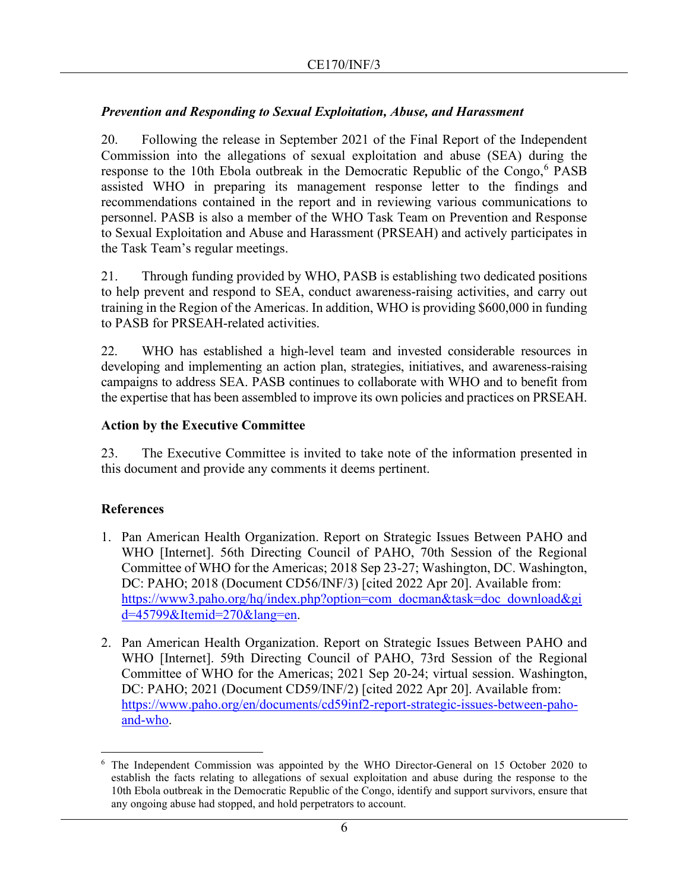### *Prevention and Responding to Sexual Exploitation, Abuse, and Harassment*

20. Following the release in September 2021 of the Final Report of the Independent Commission into the allegations of sexual exploitation and abuse (SEA) during the response to the 10th Ebola outbreak in the Democratic Republic of the Congo,[6] PASB assisted WHO in preparing its management response letter to the findings and recommendations contained in the report and in reviewing various communications to personnel. PASB is also a member of the WHO Task Team on Prevention and Response to Sexual Exploitation and Abuse and Harassment (PRSEAH) and actively participates in the Task Team's regular meetings.

21. Through funding provided by WHO, PASB is establishing two dedicated positions to help prevent and respond to SEA, conduct awareness-raising activities, and carry out training in the Region of the Americas. In addition, WHO is providing $600,000 in funding to PASB for PRSEAH-related activities.

22. WHO has established a high-level team and invested considerable resources in developing and implementing an action plan, strategies, initiatives, and awareness-raising campaigns to address SEA. PASB continues to collaborate with WHO and to benefit from the expertise that has been assembled to improve its own policies and practices on PRSEAH.

## Action by the Executive Committee

23. The Executive Committee is invited to take note of the information presented in this document and provide any comments it deems pertinent.

## References

1. Pan American Health Organization. Report on Strategic Issues Between PAHO and WHO [Internet]. 56th Directing Council of PAHO, 70th Session of the Regional Committee of WHO for the Americas; 2018 Sep 23-27; Washington, DC. Washington, DC: PAHO; 2018 (Document CD56/INF/3) [cited 2022 Apr 20]. Available from: https://www3.paho.org/hq/index.php?option=com_docman&task=doc_download&gid=45799&Itemid=270&lang=en.

2. Pan American Health Organization. Report on Strategic Issues Between PAHO and WHO [Internet]. 59th Directing Council of PAHO, 73rd Session of the Regional Committee of WHO for the Americas; 2021 Sep 20-24; virtual session. Washington, DC: PAHO; 2021 (Document CD59/INF/2) [cited 2022 Apr 20]. Available from: https://www.paho.org/en/documents/cd59inf2-report-strategic-issues-between-paho-and-who.

---

[6] The Independent Commission was appointed by the WHO Director-General on 15 October 2020 to establish the facts relating to allegations of sexual exploitation and abuse during the response to the 10th Ebola outbreak in the Democratic Republic of the Congo, identify and support survivors, ensure that any ongoing abuse had stopped, and hold perpetrators to account.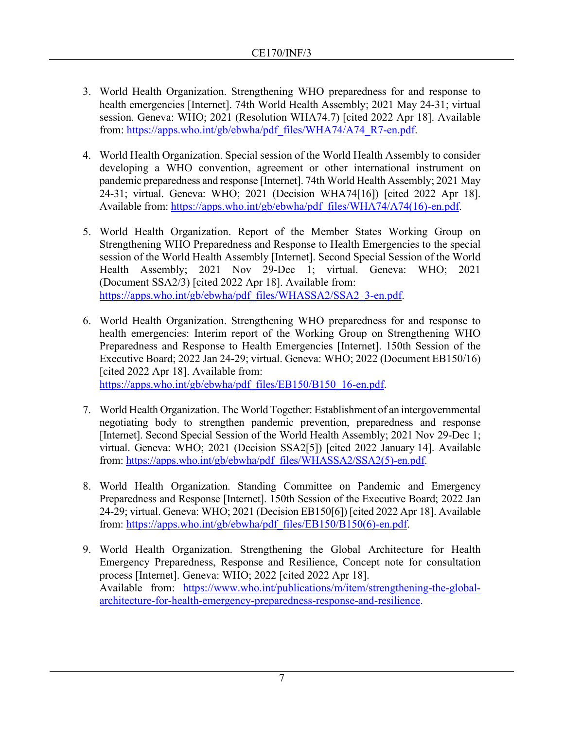3. World Health Organization. Strengthening WHO preparedness for and response to health emergencies [Internet]. 74th World Health Assembly; 2021 May 24-31; virtual session. Geneva: WHO; 2021 (Resolution WHA74.7) [cited 2022 Apr 18]. Available from: https://apps.who.int/gb/ebwha/pdf_files/WHA74/A74_R7-en.pdf.

4. World Health Organization. Special session of the World Health Assembly to consider developing a WHO convention, agreement or other international instrument on pandemic preparedness and response [Internet]. 74th World Health Assembly; 2021 May 24-31; virtual. Geneva: WHO; 2021 (Decision WHA74[16]) [cited 2022 Apr 18]. Available from: https://apps.who.int/gb/ebwha/pdf_files/WHA74/A74(16)-en.pdf.

5. World Health Organization. Report of the Member States Working Group on Strengthening WHO Preparedness and Response to Health Emergencies to the special session of the World Health Assembly [Internet]. Second Special Session of the World Health Assembly; 2021 Nov 29-Dec 1; virtual. Geneva: WHO; 2021 (Document SSA2/3) [cited 2022 Apr 18]. Available from: https://apps.who.int/gb/ebwha/pdf_files/WHASSA2/SSA2_3-en.pdf.

6. World Health Organization. Strengthening WHO preparedness for and response to health emergencies: Interim report of the Working Group on Strengthening WHO Preparedness and Response to Health Emergencies [Internet]. 150th Session of the Executive Board; 2022 Jan 24-29; virtual. Geneva: WHO; 2022 (Document EB150/16) [cited 2022 Apr 18]. Available from: https://apps.who.int/gb/ebwha/pdf_files/EB150/B150_16-en.pdf.

7. World Health Organization. The World Together: Establishment of an intergovernmental negotiating body to strengthen pandemic prevention, preparedness and response [Internet]. Second Special Session of the World Health Assembly; 2021 Nov 29-Dec 1; virtual. Geneva: WHO; 2021 (Decision SSA2[5]) [cited 2022 January 14]. Available from: https://apps.who.int/gb/ebwha/pdf_files/WHASSA2/SSA2(5)-en.pdf.

8. World Health Organization. Standing Committee on Pandemic and Emergency Preparedness and Response [Internet]. 150th Session of the Executive Board; 2022 Jan 24-29; virtual. Geneva: WHO; 2021 (Decision EB150[6]) [cited 2022 Apr 18]. Available from: https://apps.who.int/gb/ebwha/pdf_files/EB150/B150(6)-en.pdf.

9. World Health Organization. Strengthening the Global Architecture for Health Emergency Preparedness, Response and Resilience, Concept note for consultation process [Internet]. Geneva: WHO; 2022 [cited 2022 Apr 18]. Available from: https://www.who.int/publications/m/item/strengthening-the-global-architecture-for-health-emergency-preparedness-response-and-resilience.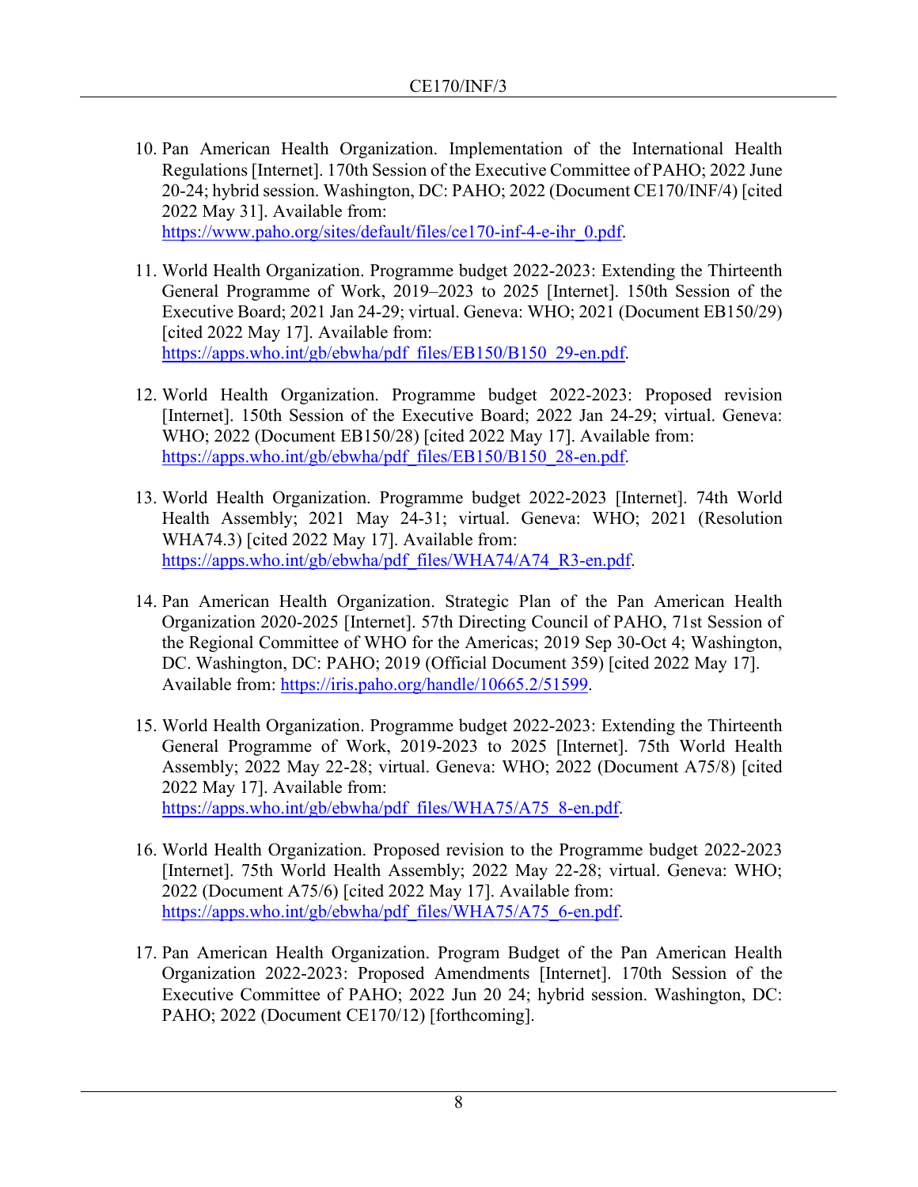10. Pan American Health Organization. Implementation of the International Health Regulations [Internet]. 170th Session of the Executive Committee of PAHO; 2022 June 20-24; hybrid session. Washington, DC: PAHO; 2022 (Document CE170/INF/4) [cited 2022 May 31]. Available from: https://www.paho.org/sites/default/files/ce170-inf-4-e-ihr_0.pdf.

11. World Health Organization. Programme budget 2022-2023: Extending the Thirteenth General Programme of Work, 2019–2023 to 2025 [Internet]. 150th Session of the Executive Board; 2021 Jan 24-29; virtual. Geneva: WHO; 2021 (Document EB150/29) [cited 2022 May 17]. Available from: https://apps.who.int/gb/ebwha/pdf_files/EB150/B150_29-en.pdf.

12. World Health Organization. Programme budget 2022-2023: Proposed revision [Internet]. 150th Session of the Executive Board; 2022 Jan 24-29; virtual. Geneva: WHO; 2022 (Document EB150/28) [cited 2022 May 17]. Available from: https://apps.who.int/gb/ebwha/pdf_files/EB150/B150_28-en.pdf.

13. World Health Organization. Programme budget 2022-2023 [Internet]. 74th World Health Assembly; 2021 May 24-31; virtual. Geneva: WHO; 2021 (Resolution WHA74.3) [cited 2022 May 17]. Available from: https://apps.who.int/gb/ebwha/pdf_files/WHA74/A74_R3-en.pdf.

14. Pan American Health Organization. Strategic Plan of the Pan American Health Organization 2020-2025 [Internet]. 57th Directing Council of PAHO, 71st Session of the Regional Committee of WHO for the Americas; 2019 Sep 30-Oct 4; Washington, DC. Washington, DC: PAHO; 2019 (Official Document 359) [cited 2022 May 17]. Available from: https://iris.paho.org/handle/10665.2/51599.

15. World Health Organization. Programme budget 2022-2023: Extending the Thirteenth General Programme of Work, 2019-2023 to 2025 [Internet]. 75th World Health Assembly; 2022 May 22-28; virtual. Geneva: WHO; 2022 (Document A75/8) [cited 2022 May 17]. Available from: https://apps.who.int/gb/ebwha/pdf_files/WHA75/A75_8-en.pdf.

16. World Health Organization. Proposed revision to the Programme budget 2022-2023 [Internet]. 75th World Health Assembly; 2022 May 22-28; virtual. Geneva: WHO; 2022 (Document A75/6) [cited 2022 May 17]. Available from: https://apps.who.int/gb/ebwha/pdf_files/WHA75/A75_6-en.pdf.

17. Pan American Health Organization. Program Budget of the Pan American Health Organization 2022-2023: Proposed Amendments [Internet]. 170th Session of the Executive Committee of PAHO; 2022 Jun 20 24; hybrid session. Washington, DC: PAHO; 2022 (Document CE170/12) [forthcoming].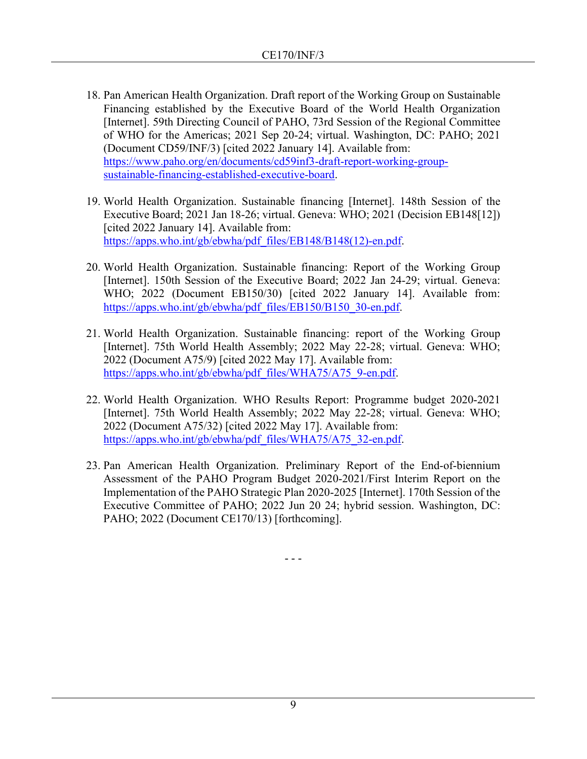18. Pan American Health Organization. Draft report of the Working Group on Sustainable Financing established by the Executive Board of the World Health Organization [Internet]. 59th Directing Council of PAHO, 73rd Session of the Regional Committee of WHO for the Americas; 2021 Sep 20-24; virtual. Washington, DC: PAHO; 2021 (Document CD59/INF/3) [cited 2022 January 14]. Available from: https://www.paho.org/en/documents/cd59inf3-draft-report-working-group-sustainable-financing-established-executive-board.

19. World Health Organization. Sustainable financing [Internet]. 148th Session of the Executive Board; 2021 Jan 18-26; virtual. Geneva: WHO; 2021 (Decision EB148[12]) [cited 2022 January 14]. Available from: https://apps.who.int/gb/ebwha/pdf_files/EB148/B148(12)-en.pdf.

20. World Health Organization. Sustainable financing: Report of the Working Group [Internet]. 150th Session of the Executive Board; 2022 Jan 24-29; virtual. Geneva: WHO; 2022 (Document EB150/30) [cited 2022 January 14]. Available from: https://apps.who.int/gb/ebwha/pdf_files/EB150/B150_30-en.pdf.

21. World Health Organization. Sustainable financing: report of the Working Group [Internet]. 75th World Health Assembly; 2022 May 22-28; virtual. Geneva: WHO; 2022 (Document A75/9) [cited 2022 May 17]. Available from: https://apps.who.int/gb/ebwha/pdf_files/WHA75/A75_9-en.pdf.

22. World Health Organization. WHO Results Report: Programme budget 2020-2021 [Internet]. 75th World Health Assembly; 2022 May 22-28; virtual. Geneva: WHO; 2022 (Document A75/32) [cited 2022 May 17]. Available from: https://apps.who.int/gb/ebwha/pdf_files/WHA75/A75_32-en.pdf.

23. Pan American Health Organization. Preliminary Report of the End-of-biennium Assessment of the PAHO Program Budget 2020-2021/First Interim Report on the Implementation of the PAHO Strategic Plan 2020-2025 [Internet]. 170th Session of the Executive Committee of PAHO; 2022 Jun 20 24; hybrid session. Washington, DC: PAHO; 2022 (Document CE170/13) [forthcoming].

- - -